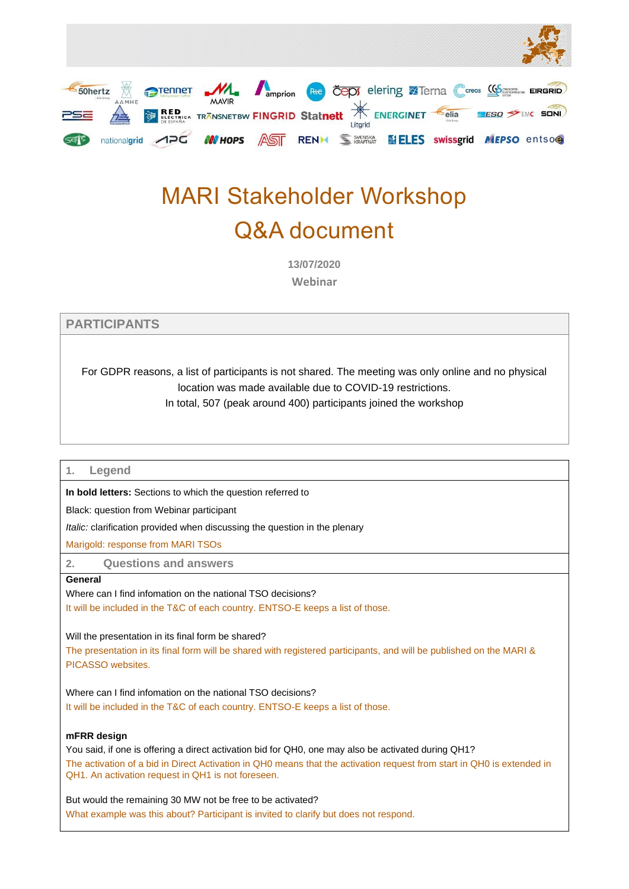# MARI Stakeholder Workshop
# Q&A document

**13/07/2020**
**Webinar**

## PARTICIPANTS

For GDPR reasons, a list of participants is not shared. The meeting was only online and no physical location was made available due to COVID-19 restrictions.
In total, 507 (peak around 400) participants joined the workshop

## 1. Legend

**In bold letters:** Sections to which the question referred to

Black: question from Webinar participant

*Italic:* clarification provided when discussing the question in the plenary

Marigold: response from MARI TSOs

## 2. Questions and answers

**General**

Where can I find infomation on the national TSO decisions?
It will be included in the T&C of each country. ENTSO-E keeps a list of those.

Will the presentation in its final form be shared?
The presentation in its final form will be shared with registered participants, and will be published on the MARI & PICASSO websites.

Where can I find infomation on the national TSO decisions?
It will be included in the T&C of each country. ENTSO-E keeps a list of those.

**mFRR design**

You said, if one is offering a direct activation bid for QH0, one may also be activated during QH1?
The activation of a bid in Direct Activation in QH0 means that the activation request from start in QH0 is extended in QH1. An activation request in QH1 is not foreseen.

But would the remaining 30 MW not be free to be activated?
What example was this about? Participant is invited to clarify but does not respond.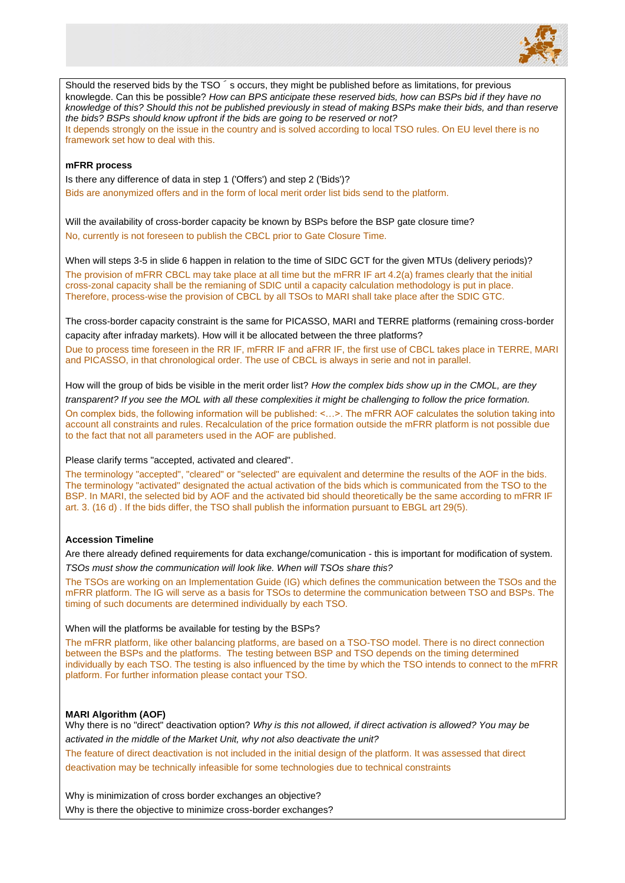Should the reserved bids by the TSO´s occurs, they might be published before as limitations, for previous knowlegde. Can this be possible? *How can BPS anticipate these reserved bids, how can BSPs bid if they have no knowledge of this? Should this not be published previously in stead of making BSPs make their bids, and than reserve the bids? BSPs should know upfront if the bids are going to be reserved or not?*

It depends strongly on the issue in the country and is solved according to local TSO rules. On EU level there is no framework set how to deal with this.

**mFRR process**

Is there any difference of data in step 1 ('Offers') and step 2 ('Bids')?

Bids are anonymized offers and in the form of local merit order list bids send to the platform.

Will the availability of cross-border capacity be known by BSPs before the BSP gate closure time?

No, currently is not foreseen to publish the CBCL prior to Gate Closure Time.

When will steps 3-5 in slide 6 happen in relation to the time of SIDC GCT for the given MTUs (delivery periods)?

The provision of mFRR CBCL may take place at all time but the mFRR IF art 4.2(a) frames clearly that the initial cross-zonal capacity shall be the remianing of SDIC until a capacity calculation methodology is put in place. Therefore, process-wise the provision of CBCL by all TSOs to MARI shall take place after the SDIC GTC.

The cross-border capacity constraint is the same for PICASSO, MARI and TERRE platforms (remaining cross-border capacity after infraday markets). How will it be allocated between the three platforms?

Due to process time foreseen in the RR IF, mFRR IF and aFRR IF, the first use of CBCL takes place in TERRE, MARI and PICASSO, in that chronological order. The use of CBCL is always in serie and not in parallel.

How will the group of bids be visible in the merit order list? *How the complex bids show up in the CMOL, are they transparent? If you see the MOL with all these complexities it might be challenging to follow the price formation.*

On complex bids, the following information will be published: <…>. The mFRR AOF calculates the solution taking into account all constraints and rules. Recalculation of the price formation outside the mFRR platform is not possible due to the fact that not all parameters used in the AOF are published.

Please clarify terms "accepted, activated and cleared".

The terminology "accepted", "cleared" or "selected" are equivalent and determine the results of the AOF in the bids. The terminology "activated" designated the actual activation of the bids which is communicated from the TSO to the BSP. In MARI, the selected bid by AOF and the activated bid should theoretically be the same according to mFRR IF art. 3. (16 d) . If the bids differ, the TSO shall publish the information pursuant to EBGL art 29(5).

**Accession Timeline**

Are there already defined requirements for data exchange/comunication - this is important for modification of system. *TSOs must show the communication will look like. When will TSOs share this?*

The TSOs are working on an Implementation Guide (IG) which defines the communication between the TSOs and the mFRR platform. The IG will serve as a basis for TSOs to determine the communication between TSO and BSPs. The timing of such documents are determined individually by each TSO.

When will the platforms be available for testing by the BSPs?

The mFRR platform, like other balancing platforms, are based on a TSO-TSO model. There is no direct connection between the BSPs and the platforms. The testing between BSP and TSO depends on the timing determined individually by each TSO. The testing is also influenced by the time by which the TSO intends to connect to the mFRR platform. For further information please contact your TSO.

**MARI Algorithm (AOF)**

Why there is no "direct" deactivation option? *Why is this not allowed, if direct activation is allowed? You may be activated in the middle of the Market Unit, why not also deactivate the unit?*

The feature of direct deactivation is not included in the initial design of the platform. It was assessed that direct deactivation may be technically infeasible for some technologies due to technical constraints

Why is minimization of cross border exchanges an objective?
Why is there the objective to minimize cross-border exchanges?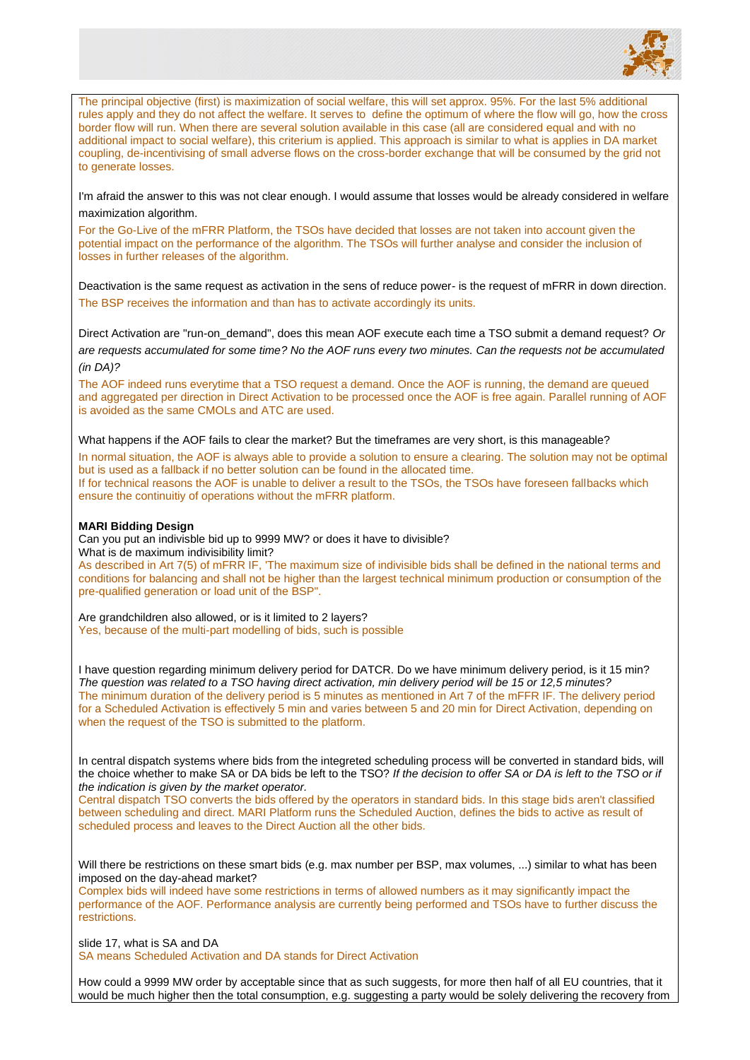The principal objective (first) is maximization of social welfare, this will set approx. 95%. For the last 5% additional rules apply and they do not affect the welfare. It serves to define the optimum of where the flow will go, how the cross border flow will run. When there are several solution available in this case (all are considered equal and with no additional impact to social welfare), this criterium is applied. This approach is similar to what is applies in DA market coupling, de-incentivising of small adverse flows on the cross-border exchange that will be consumed by the grid not to generate losses.

I'm afraid the answer to this was not clear enough. I would assume that losses would be already considered in welfare maximization algorithm.

For the Go-Live of the mFRR Platform, the TSOs have decided that losses are not taken into account given the potential impact on the performance of the algorithm. The TSOs will further analyse and consider the inclusion of losses in further releases of the algorithm.

Deactivation is the same request as activation in the sens of reduce power- is the request of mFRR in down direction.

The BSP receives the information and than has to activate accordingly its units.

Direct Activation are "run-on_demand", does this mean AOF execute each time a TSO submit a demand request? *Or are requests accumulated for some time? No the AOF runs every two minutes. Can the requests not be accumulated (in DA)?*

The AOF indeed runs everytime that a TSO request a demand. Once the AOF is running, the demand are queued and aggregated per direction in Direct Activation to be processed once the AOF is free again. Parallel running of AOF is avoided as the same CMOLs and ATC are used.

What happens if the AOF fails to clear the market? But the timeframes are very short, is this manageable?

In normal situation, the AOF is always able to provide a solution to ensure a clearing. The solution may not be optimal but is used as a fallback if no better solution can be found in the allocated time.
If for technical reasons the AOF is unable to deliver a result to the TSOs, the TSOs have foreseen fallbacks which ensure the continuitiy of operations without the mFRR platform.

**MARI Bidding Design**

Can you put an indivisble bid up to 9999 MW? or does it have to divisible?
What is de maximum indivisibility limit?
As described in Art 7(5) of mFRR IF, 'The maximum size of indivisible bids shall be defined in the national terms and conditions for balancing and shall not be higher than the largest technical minimum production or consumption of the pre-qualified generation or load unit of the BSP".

Are grandchildren also allowed, or is it limited to 2 layers?
Yes, because of the multi-part modelling of bids, such is possible

I have question regarding minimum delivery period for DATCR. Do we have minimum delivery period, is it 15 min?
*The question was related to a TSO having direct activation, min delivery period will be 15 or 12,5 minutes?*
The minimum duration of the delivery period is 5 minutes as mentioned in Art 7 of the mFFR IF. The delivery period for a Scheduled Activation is effectively 5 min and varies between 5 and 20 min for Direct Activation, depending on when the request of the TSO is submitted to the platform.

In central dispatch systems where bids from the integreted scheduling process will be converted in standard bids, will the choice whether to make SA or DA bids be left to the TSO? *If the decision to offer SA or DA is left to the TSO or if the indication is given by the market operator.*
Central dispatch TSO converts the bids offered by the operators in standard bids. In this stage bids aren't classified between scheduling and direct. MARI Platform runs the Scheduled Auction, defines the bids to active as result of scheduled process and leaves to the Direct Auction all the other bids.

Will there be restrictions on these smart bids (e.g. max number per BSP, max volumes, ...) similar to what has been imposed on the day-ahead market?
Complex bids will indeed have some restrictions in terms of allowed numbers as it may significantly impact the performance of the AOF. Performance analysis are currently being performed and TSOs have to further discuss the restrictions.

slide 17, what is SA and DA
SA means Scheduled Activation and DA stands for Direct Activation

How could a 9999 MW order by acceptable since that as such suggests, for more then half of all EU countries, that it would be much higher then the total consumption, e.g. suggesting a party would be solely delivering the recovery from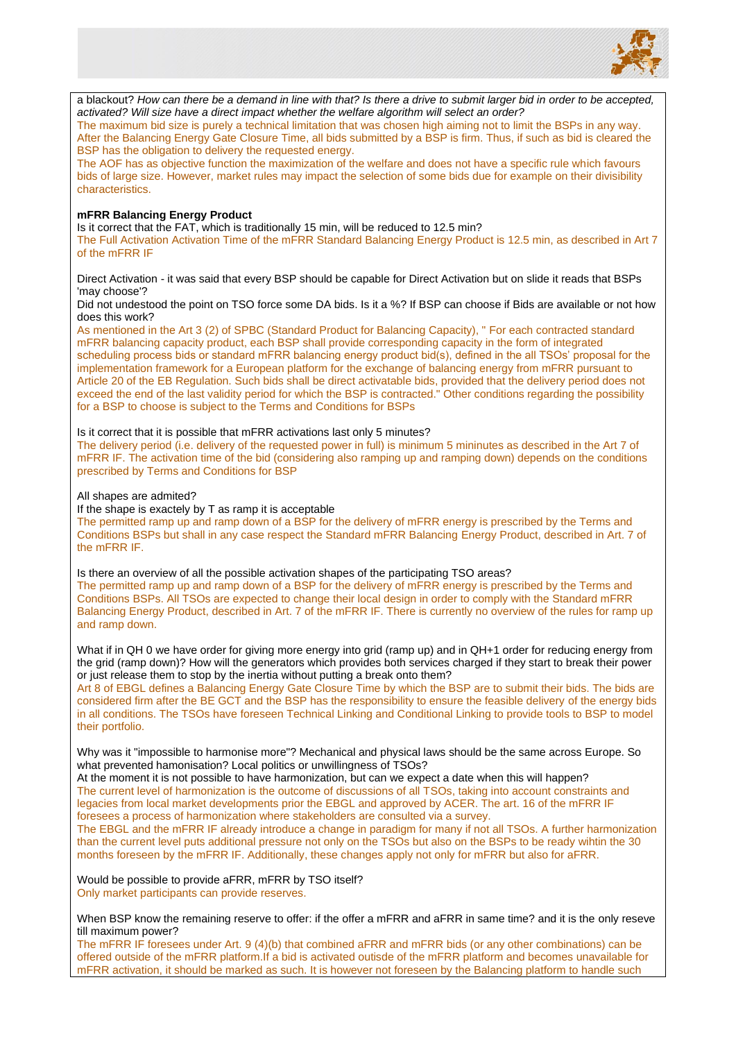a blackout? *How can there be a demand in line with that? Is there a drive to submit larger bid in order to be accepted, activated? Will size have a direct impact whether the welfare algorithm will select an order?*

The maximum bid size is purely a technical limitation that was chosen high aiming not to limit the BSPs in any way. After the Balancing Energy Gate Closure Time, all bids submitted by a BSP is firm. Thus, if such as bid is cleared the BSP has the obligation to delivery the requested energy.

The AOF has as objective function the maximization of the welfare and does not have a specific rule which favours bids of large size. However, market rules may impact the selection of some bids due for example on their divisibility characteristics.

**mFRR Balancing Energy Product**

Is it correct that the FAT, which is traditionally 15 min, will be reduced to 12.5 min?

The Full Activation Activation Time of the mFRR Standard Balancing Energy Product is 12.5 min, as described in Art 7 of the mFRR IF

Direct Activation - it was said that every BSP should be capable for Direct Activation but on slide it reads that BSPs 'may choose'?

Did not undestood the point on TSO force some DA bids. Is it a %? If BSP can choose if Bids are available or not how does this work?

As mentioned in the Art 3 (2) of SPBC (Standard Product for Balancing Capacity), " For each contracted standard mFRR balancing capacity product, each BSP shall provide corresponding capacity in the form of integrated scheduling process bids or standard mFRR balancing energy product bid(s), defined in the all TSOs' proposal for the implementation framework for a European platform for the exchange of balancing energy from mFRR pursuant to Article 20 of the EB Regulation. Such bids shall be direct activatable bids, provided that the delivery period does not exceed the end of the last validity period for which the BSP is contracted." Other conditions regarding the possibility for a BSP to choose is subject to the Terms and Conditions for BSPs

Is it correct that it is possible that mFRR activations last only 5 minutes?

The delivery period (i.e. delivery of the requested power in full) is minimum 5 mininutes as described in the Art 7 of mFRR IF. The activation time of the bid (considering also ramping up and ramping down) depends on the conditions prescribed by Terms and Conditions for BSP

All shapes are admited?

If the shape is exactely by T as ramp it is acceptable

The permitted ramp up and ramp down of a BSP for the delivery of mFRR energy is prescribed by the Terms and Conditions BSPs but shall in any case respect the Standard mFRR Balancing Energy Product, described in Art. 7 of the mFRR IF.

Is there an overview of all the possible activation shapes of the participating TSO areas?

The permitted ramp up and ramp down of a BSP for the delivery of mFRR energy is prescribed by the Terms and Conditions BSPs. All TSOs are expected to change their local design in order to comply with the Standard mFRR Balancing Energy Product, described in Art. 7 of the mFRR IF. There is currently no overview of the rules for ramp up and ramp down.

What if in QH 0 we have order for giving more energy into grid (ramp up) and in QH+1 order for reducing energy from the grid (ramp down)? How will the generators which provides both services charged if they start to break their power or just release them to stop by the inertia without putting a break onto them?

Art 8 of EBGL defines a Balancing Energy Gate Closure Time by which the BSP are to submit their bids. The bids are considered firm after the BE GCT and the BSP has the responsibility to ensure the feasible delivery of the energy bids in all conditions. The TSOs have foreseen Technical Linking and Conditional Linking to provide tools to BSP to model their portfolio.

Why was it "impossible to harmonise more"? Mechanical and physical laws should be the same across Europe. So what prevented hamonisation? Local politics or unwillingness of TSOs?

At the moment it is not possible to have harmonization, but can we expect a date when this will happen?

The current level of harmonization is the outcome of discussions of all TSOs, taking into account constraints and legacies from local market developments prior the EBGL and approved by ACER. The art. 16 of the mFRR IF foresees a process of harmonization where stakeholders are consulted via a survey.

The EBGL and the mFRR IF already introduce a change in paradigm for many if not all TSOs. A further harmonization than the current level puts additional pressure not only on the TSOs but also on the BSPs to be ready wihtin the 30 months foreseen by the mFRR IF. Additionally, these changes apply not only for mFRR but also for aFRR.

Would be possible to provide aFRR, mFRR by TSO itself?

Only market participants can provide reserves.

When BSP know the remaining reserve to offer: if the offer a mFRR and aFRR in same time? and it is the only reseve till maximum power?

The mFRR IF foresees under Art. 9 (4)(b) that combined aFRR and mFRR bids (or any other combinations) can be offered outside of the mFRR platform.If a bid is activated outisde of the mFRR platform and becomes unavailable for mFRR activation, it should be marked as such. It is however not foreseen by the Balancing platform to handle such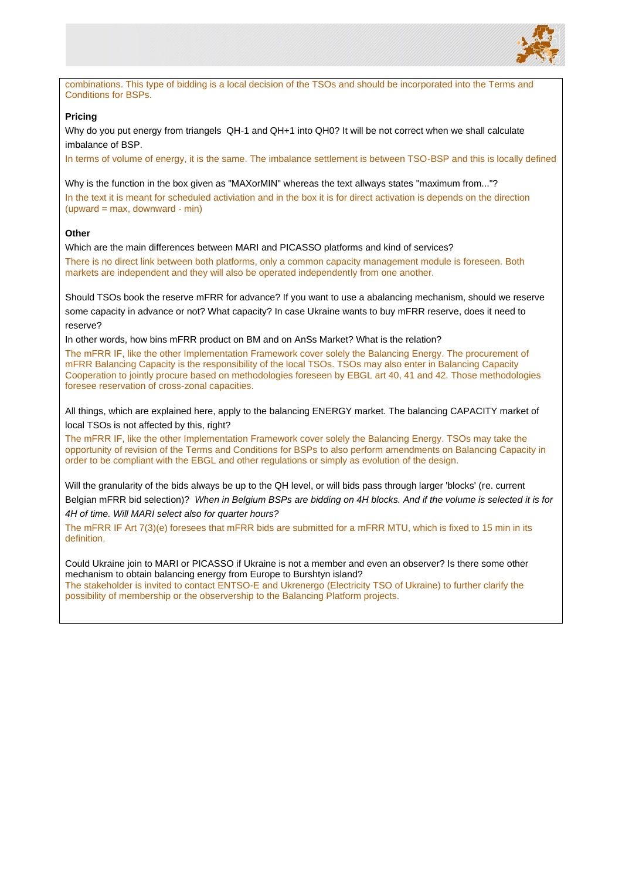combinations. This type of bidding is a local decision of the TSOs and should be incorporated into the Terms and Conditions for BSPs.

**Pricing**

Why do you put energy from triangels QH-1 and QH+1 into QH0? It will be not correct when we shall calculate imbalance of BSP.

In terms of volume of energy, it is the same. The imbalance settlement is between TSO-BSP and this is locally defined

Why is the function in the box given as "MAXorMIN" whereas the text allways states "maximum from..."?

In the text it is meant for scheduled activiation and in the box it is for direct activation is depends on the direction (upward = max, downward - min)

**Other**

Which are the main differences between MARI and PICASSO platforms and kind of services?

There is no direct link between both platforms, only a common capacity management module is foreseen. Both markets are independent and they will also be operated independently from one another.

Should TSOs book the reserve mFRR for advance? If you want to use a abalancing mechanism, should we reserve some capacity in advance or not? What capacity? In case Ukraine wants to buy mFRR reserve, does it need to reserve?

In other words, how bins mFRR product on BM and on AnSs Market? What is the relation?

The mFRR IF, like the other Implementation Framework cover solely the Balancing Energy. The procurement of mFRR Balancing Capacity is the responsibility of the local TSOs. TSOs may also enter in Balancing Capacity Cooperation to jointly procure based on methodologies foreseen by EBGL art 40, 41 and 42. Those methodologies foresee reservation of cross-zonal capacities.

All things, which are explained here, apply to the balancing ENERGY market. The balancing CAPACITY market of local TSOs is not affected by this, right?

The mFRR IF, like the other Implementation Framework cover solely the Balancing Energy. TSOs may take the opportunity of revision of the Terms and Conditions for BSPs to also perform amendments on Balancing Capacity in order to be compliant with the EBGL and other regulations or simply as evolution of the design.

Will the granularity of the bids always be up to the QH level, or will bids pass through larger 'blocks' (re. current Belgian mFRR bid selection)? *When in Belgium BSPs are bidding on 4H blocks. And if the volume is selected it is for 4H of time. Will MARI select also for quarter hours?*

The mFRR IF Art 7(3)(e) foresees that mFRR bids are submitted for a mFRR MTU, which is fixed to 15 min in its definition.

Could Ukraine join to MARI or PICASSO if Ukraine is not a member and even an observer? Is there some other mechanism to obtain balancing energy from Europe to Burshtyn island?

The stakeholder is invited to contact ENTSO-E and Ukrenergo (Electricity TSO of Ukraine) to further clarify the possibility of membership or the observership to the Balancing Platform projects.